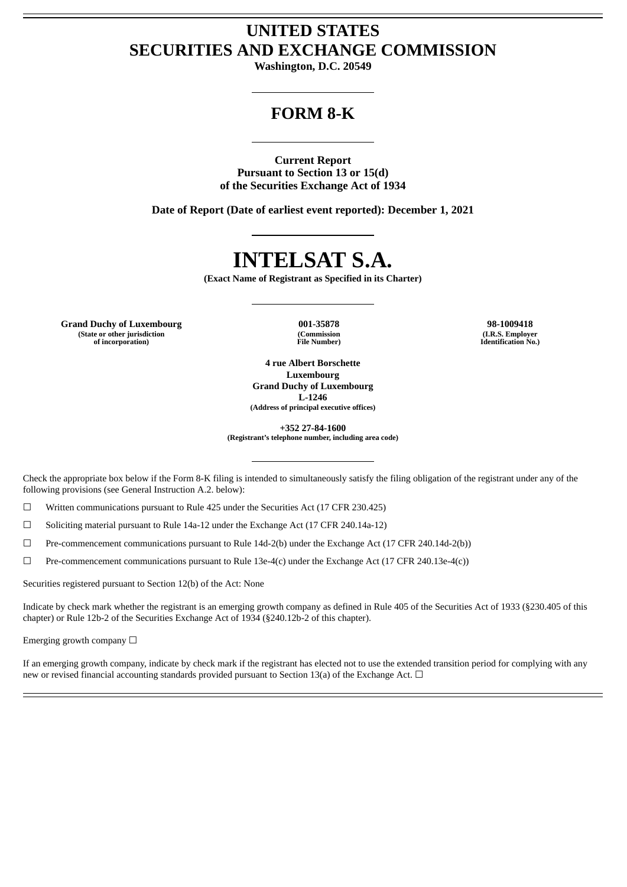# UNITED STATES
# SECURITIES AND EXCHANGE COMMISSION

**Washington, D.C. 20549**

---

# FORM 8-K

---

**Current Report**
**Pursuant to Section 13 or 15(d)**
**of the Securities Exchange Act of 1934**

**Date of Report (Date of earliest event reported): December 1, 2021**

---

# INTELSAT S.A.

**(Exact Name of Registrant as Specified in its Charter)**

---

| **Grand Duchy of Luxembourg** | **001-35878** | **98-1009418** |
|---|---|---|
| **(State or other jurisdiction of incorporation)** | **(Commission File Number)** | **(I.R.S. Employer Identification No.)** |

**4 rue Albert Borschette**
**Luxembourg**
**Grand Duchy of Luxembourg**
**L-1246**
**(Address of principal executive offices)**

**+352 27-84-1600**
**(Registrant's telephone number, including area code)**

---

Check the appropriate box below if the Form 8-K filing is intended to simultaneously satisfy the filing obligation of the registrant under any of the following provisions (see General Instruction A.2. below):

☐ Written communications pursuant to Rule 425 under the Securities Act (17 CFR 230.425)

☐ Soliciting material pursuant to Rule 14a-12 under the Exchange Act (17 CFR 240.14a-12)

☐ Pre-commencement communications pursuant to Rule 14d-2(b) under the Exchange Act (17 CFR 240.14d-2(b))

☐ Pre-commencement communications pursuant to Rule 13e-4(c) under the Exchange Act (17 CFR 240.13e-4(c))

Securities registered pursuant to Section 12(b) of the Act: None

Indicate by check mark whether the registrant is an emerging growth company as defined in Rule 405 of the Securities Act of 1933 (§230.405 of this chapter) or Rule 12b-2 of the Securities Exchange Act of 1934 (§240.12b-2 of this chapter).

Emerging growth company ☐

If an emerging growth company, indicate by check mark if the registrant has elected not to use the extended transition period for complying with any new or revised financial accounting standards provided pursuant to Section 13(a) of the Exchange Act. ☐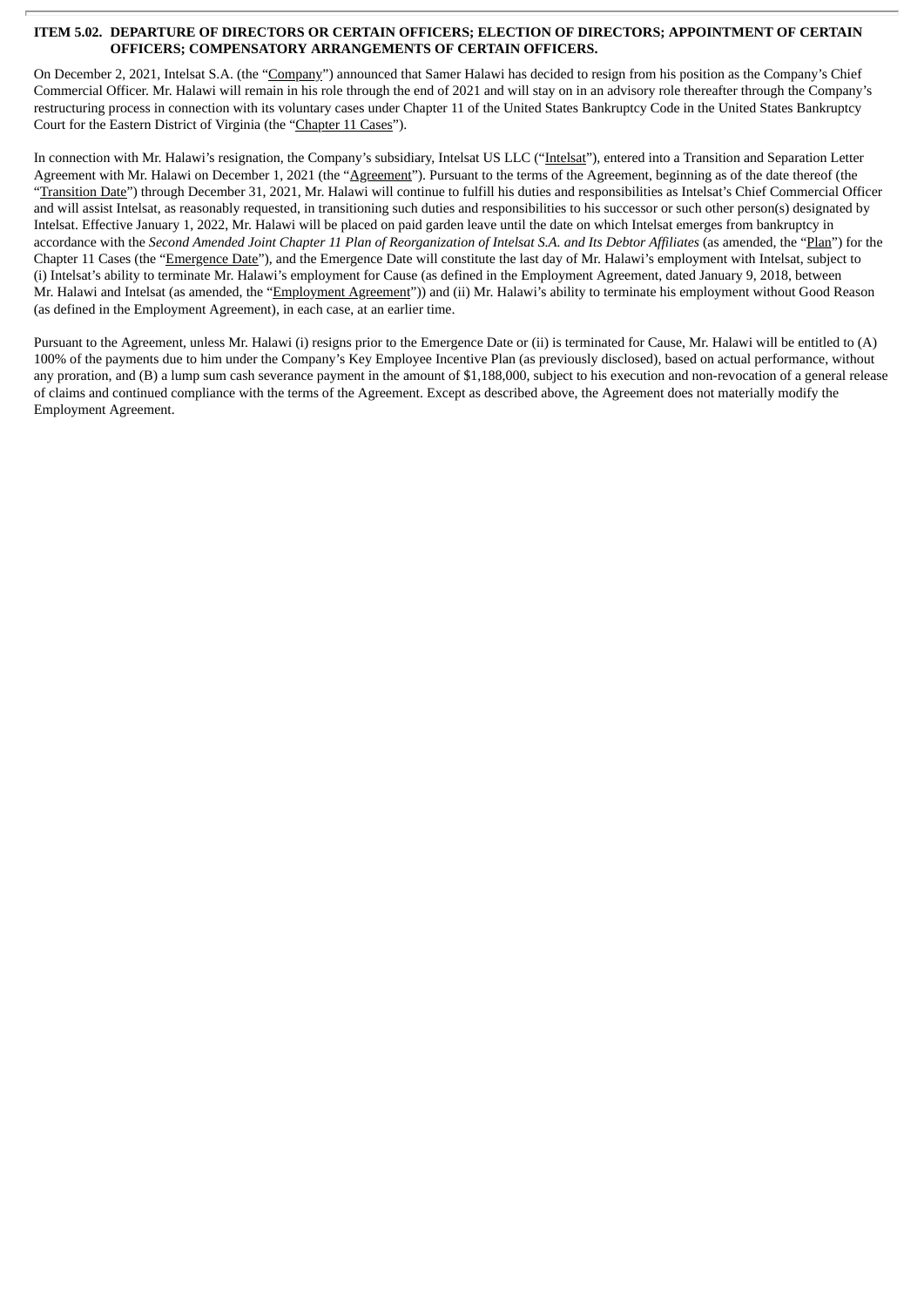### ITEM 5.02. DEPARTURE OF DIRECTORS OR CERTAIN OFFICERS; ELECTION OF DIRECTORS; APPOINTMENT OF CERTAIN OFFICERS; COMPENSATORY ARRANGEMENTS OF CERTAIN OFFICERS.

On December 2, 2021, Intelsat S.A. (the "Company") announced that Samer Halawi has decided to resign from his position as the Company's Chief Commercial Officer. Mr. Halawi will remain in his role through the end of 2021 and will stay on in an advisory role thereafter through the Company's restructuring process in connection with its voluntary cases under Chapter 11 of the United States Bankruptcy Code in the United States Bankruptcy Court for the Eastern District of Virginia (the "Chapter 11 Cases").

In connection with Mr. Halawi's resignation, the Company's subsidiary, Intelsat US LLC ("Intelsat"), entered into a Transition and Separation Letter Agreement with Mr. Halawi on December 1, 2021 (the "Agreement"). Pursuant to the terms of the Agreement, beginning as of the date thereof (the "Transition Date") through December 31, 2021, Mr. Halawi will continue to fulfill his duties and responsibilities as Intelsat's Chief Commercial Officer and will assist Intelsat, as reasonably requested, in transitioning such duties and responsibilities to his successor or such other person(s) designated by Intelsat. Effective January 1, 2022, Mr. Halawi will be placed on paid garden leave until the date on which Intelsat emerges from bankruptcy in accordance with the *Second Amended Joint Chapter 11 Plan of Reorganization of Intelsat S.A. and Its Debtor Affiliates* (as amended, the "Plan") for the Chapter 11 Cases (the "Emergence Date"), and the Emergence Date will constitute the last day of Mr. Halawi's employment with Intelsat, subject to (i) Intelsat's ability to terminate Mr. Halawi's employment for Cause (as defined in the Employment Agreement, dated January 9, 2018, between Mr. Halawi and Intelsat (as amended, the "Employment Agreement")) and (ii) Mr. Halawi's ability to terminate his employment without Good Reason (as defined in the Employment Agreement), in each case, at an earlier time.

Pursuant to the Agreement, unless Mr. Halawi (i) resigns prior to the Emergence Date or (ii) is terminated for Cause, Mr. Halawi will be entitled to (A) 100% of the payments due to him under the Company's Key Employee Incentive Plan (as previously disclosed), based on actual performance, without any proration, and (B) a lump sum cash severance payment in the amount of $1,188,000, subject to his execution and non-revocation of a general release of claims and continued compliance with the terms of the Agreement. Except as described above, the Agreement does not materially modify the Employment Agreement.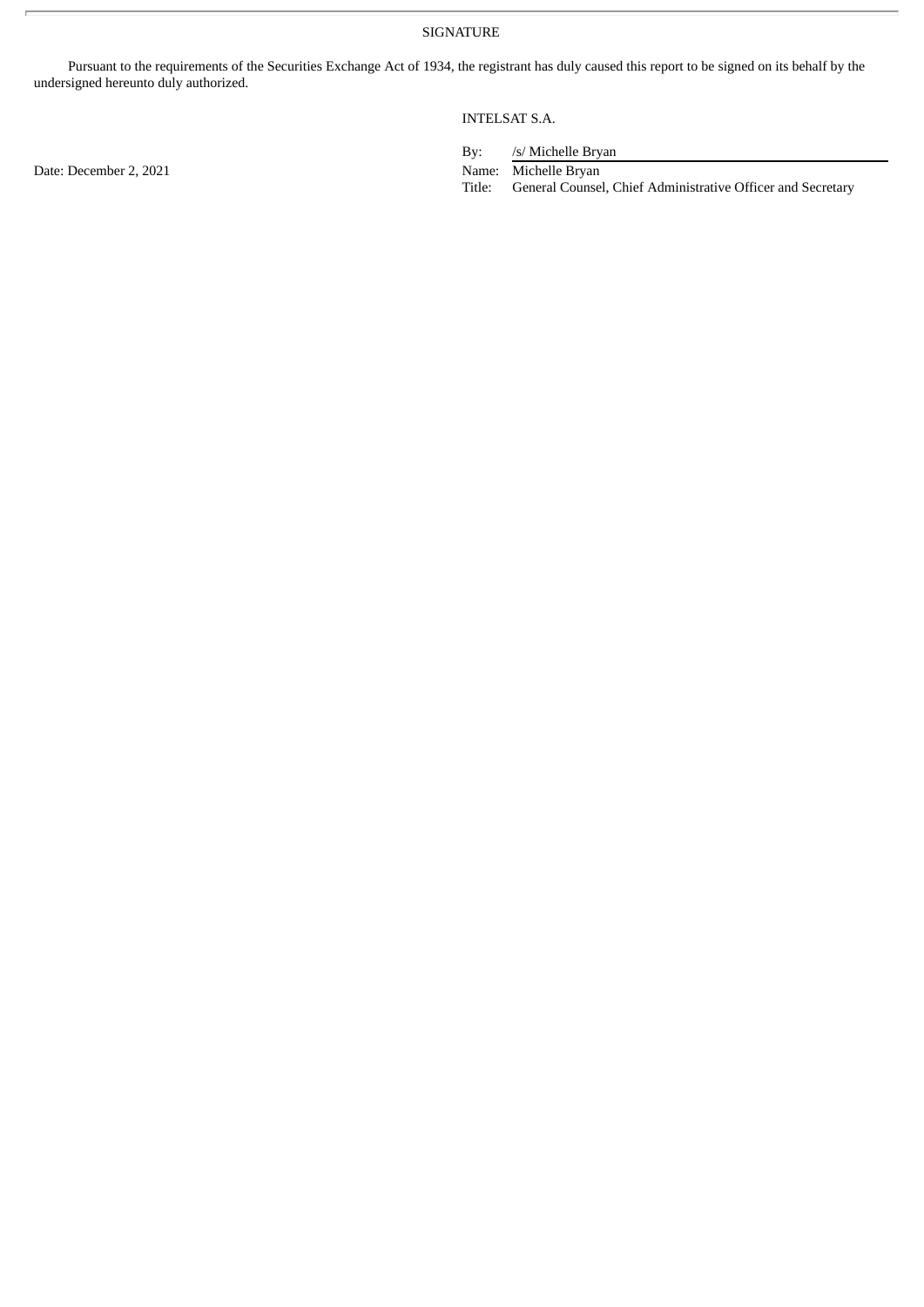SIGNATURE

Pursuant to the requirements of the Securities Exchange Act of 1934, the registrant has duly caused this report to be signed on its behalf by the undersigned hereunto duly authorized.

INTELSAT S.A.

Date: December 2, 2021

By: /s/ Michelle Bryan

Name: Michelle Bryan

Title: General Counsel, Chief Administrative Officer and Secretary